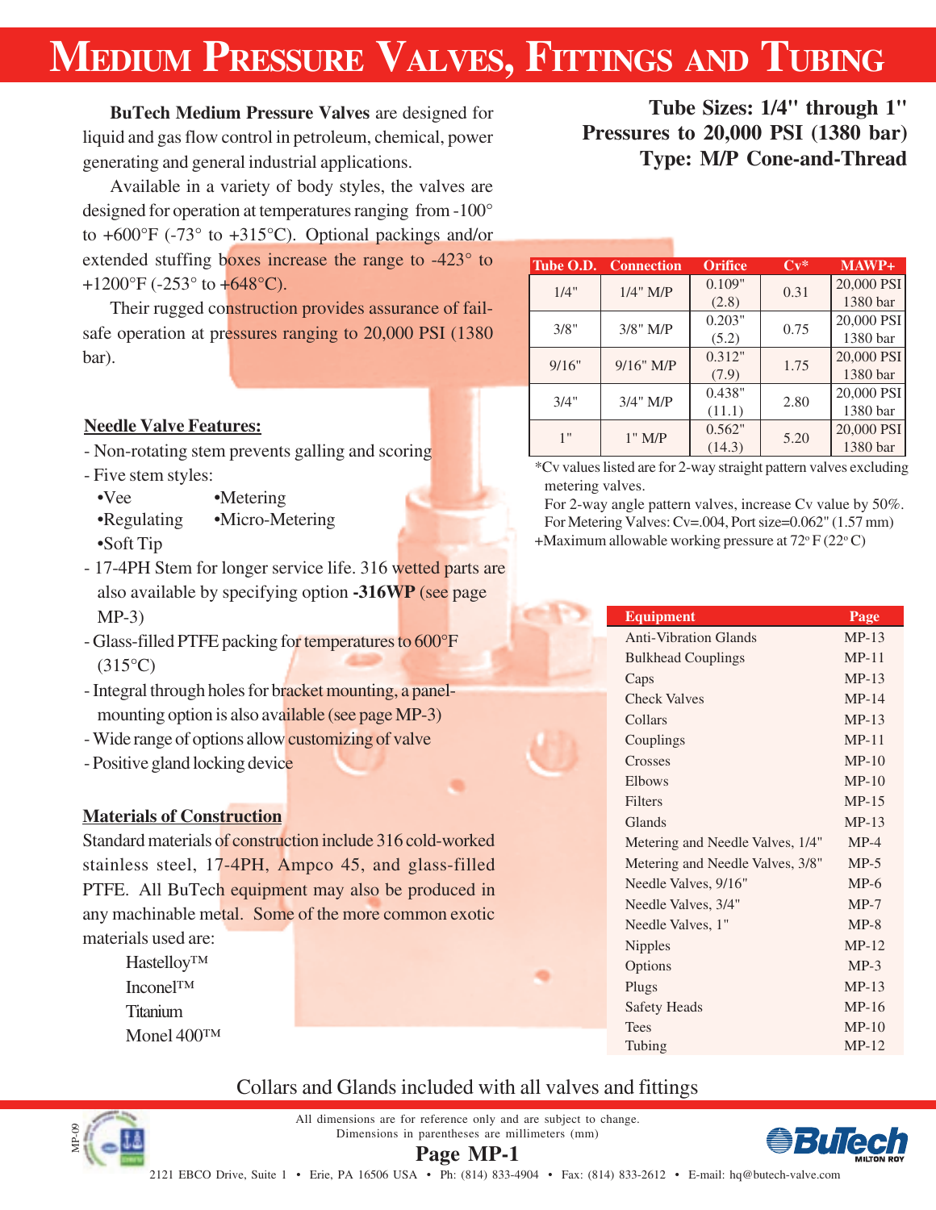# MEDIUM PRESSURE VALVES, FITTINGS AND TUBING

**BuTech Medium Pressure Valves** are designed for liquid and gas flow control in petroleum, chemical, power generating and general industrial applications.

Available in a variety of body styles, the valves are designed for operation at temperatures ranging from -100° to +600°F (-73° to +315°C). Optional packings and/or extended stuffing boxes increase the range to -423° to +1200°F (-253° to +648°C).

Their rugged construction provides assurance of fail-safe operation at pressures ranging to 20,000 PSI (1380 bar).

**Tube Sizes: 1/4" through 1"**
**Pressures to 20,000 PSI (1380 bar)**
**Type: M/P Cone-and-Thread**

| Tube O.D. | Connection | Orifice | Cv* | MAWP+ |
|---|---|---|---|---|
| 1/4" | 1/4" M/P | 0.109" (2.8) | 0.31 | 20,000 PSI 1380 bar |
| 3/8" | 3/8" M/P | 0.203" (5.2) | 0.75 | 20,000 PSI 1380 bar |
| 9/16" | 9/16" M/P | 0.312" (7.9) | 1.75 | 20,000 PSI 1380 bar |
| 3/4" | 3/4" M/P | 0.438" (11.1) | 2.80 | 20,000 PSI 1380 bar |
| 1" | 1" M/P | 0.562" (14.3) | 5.20 | 20,000 PSI 1380 bar |

*Cv values listed are for 2-way straight pattern valves excluding metering valves.
For 2-way angle pattern valves, increase Cv value by 50%.
For Metering Valves: Cv=.004, Port size=0.062" (1.57 mm)
+Maximum allowable working pressure at 72° F (22° C)

## Needle Valve Features:

- Non-rotating stem prevents galling and scoring
- Five stem styles:
  - •Vee
  - •Metering
  - •Regulating
  - •Micro-Metering
  - •Soft Tip
- 17-4PH Stem for longer service life. 316 wetted parts are also available by specifying option **-316WP** (see page MP-3)
- Glass-filled PTFE packing for temperatures to 600°F (315°C)
- Integral through holes for bracket mounting, a panel-mounting option is also available (see page MP-3)
- Wide range of options allow customizing of valve
- Positive gland locking device

## Materials of Construction

Standard materials of construction include 316 cold-worked stainless steel, 17-4PH, Ampco 45, and glass-filled PTFE. All BuTech equipment may also be produced in any machinable metal. Some of the more common exotic materials used are:

- Hastelloy™
- Inconel™
- Titanium
- Monel 400™

| Equipment | Page |
|---|---|
| Anti-Vibration Glands | MP-13 |
| Bulkhead Couplings | MP-11 |
| Caps | MP-13 |
| Check Valves | MP-14 |
| Collars | MP-13 |
| Couplings | MP-11 |
| Crosses | MP-10 |
| Elbows | MP-10 |
| Filters | MP-15 |
| Glands | MP-13 |
| Metering and Needle Valves, 1/4" | MP-4 |
| Metering and Needle Valves, 3/8" | MP-5 |
| Needle Valves, 9/16" | MP-6 |
| Needle Valves, 3/4" | MP-7 |
| Needle Valves, 1" | MP-8 |
| Nipples | MP-12 |
| Options | MP-3 |
| Plugs | MP-13 |
| Safety Heads | MP-16 |
| Tees | MP-10 |
| Tubing | MP-12 |

Collars and Glands included with all valves and fittings

All dimensions are for reference only and are subject to change.
Dimensions in parentheses are millimeters (mm)

2121 EBCO Drive, Suite 1 • Erie, PA 16506 USA • Ph: (814) 833-4904 • Fax: (814) 833-2612 • E-mail: hq@butech-valve.com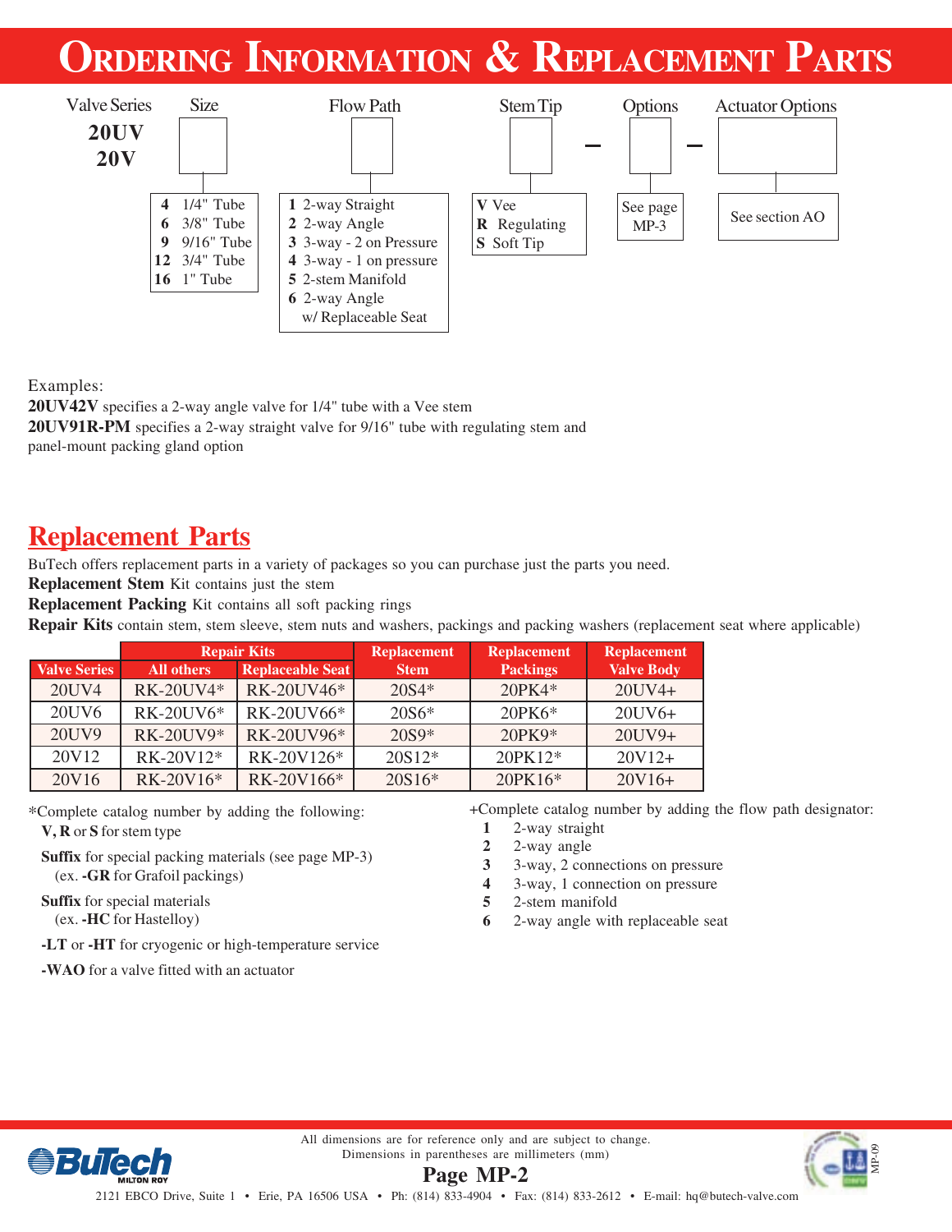# Ordering Information & Replacement Parts

| Valve Series | Size | Flow Path | Stem Tip | Options | Actuator Options |
|---|---|---|---|---|---|
| 20UV<br>20V | 4 1/4" Tube<br>6 3/8" Tube<br>9 9/16" Tube<br>12 3/4" Tube<br>16 1" Tube | 1 2-way Straight<br>2 2-way Angle<br>3 3-way - 2 on Pressure<br>4 3-way - 1 on pressure<br>5 2-stem Manifold<br>6 2-way Angle w/ Replaceable Seat | **V** Vee<br>**R** Regulating<br>**S** Soft Tip | See page MP-3 | See section AO |

Examples:
**20UV42V** specifies a 2-way angle valve for 1/4" tube with a Vee stem
**20UV91R-PM** specifies a 2-way straight valve for 9/16" tube with regulating stem and panel-mount packing gland option

## Replacement Parts

BuTech offers replacement parts in a variety of packages so you can purchase just the parts you need.
**Replacement Stem** Kit contains just the stem
**Replacement Packing** Kit contains all soft packing rings
**Repair Kits** contain stem, stem sleeve, stem nuts and washers, packings and packing washers (replacement seat where applicable)

| Valve Series | Repair Kits | | Replacement Stem | Replacement Packings | Replacement Valve Body |
|---|---|---|---|---|---|
| | All others | Replaceable Seat | | | |
| 20UV4 | RK-20UV4* | RK-20UV46* | 20S4* | 20PK4* | 20UV4+ |
| 20UV6 | RK-20UV6* | RK-20UV66* | 20S6* | 20PK6* | 20UV6+ |
| 20UV9 | RK-20UV9* | RK-20UV96* | 20S9* | 20PK9* | 20UV9+ |
| 20V12 | RK-20V12* | RK-20V126* | 20S12* | 20PK12* | 20V12+ |
| 20V16 | RK-20V16* | RK-20V166* | 20S16* | 20PK16* | 20V16+ |

*Complete catalog number by adding the following:

- **V, R** or **S** for stem type
- **Suffix** for special packing materials (see page MP-3) (ex. **-GR** for Grafoil packings)
- **Suffix** for special materials (ex. **-HC** for Hastelloy)
- **-LT** or **-HT** for cryogenic or high-temperature service
- **-WAO** for a valve fitted with an actuator

+Complete catalog number by adding the flow path designator:

- **1** 2-way straight
- **2** 2-way angle
- **3** 3-way, 2 connections on pressure
- **4** 3-way, 1 connection on pressure
- **5** 2-stem manifold
- **6** 2-way angle with replaceable seat

All dimensions are for reference only and are subject to change.
Dimensions in parentheses are millimeters (mm)

2121 EBCO Drive, Suite 1 • Erie, PA 16506 USA • Ph: (814) 833-4904 • Fax: (814) 833-2612 • E-mail: hq@butech-valve.com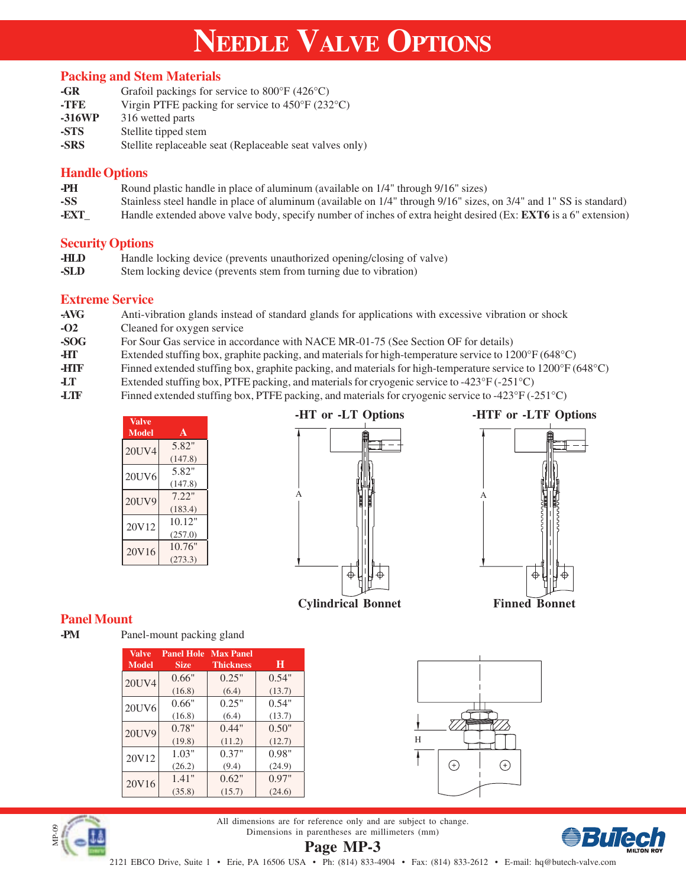# Needle Valve Options

## Packing and Stem Materials

| | |
|---|---|
| **-GR** | Grafoil packings for service to 800°F (426°C) |
| **-TFE** | Virgin PTFE packing for service to 450°F (232°C) |
| **-316WP** | 316 wetted parts |
| **-STS** | Stellite tipped stem |
| **-SRS** | Stellite replaceable seat (Replaceable seat valves only) |

## Handle Options

| | |
|---|---|
| **-PH** | Round plastic handle in place of aluminum (available on 1/4" through 9/16" sizes) |
| **-SS** | Stainless steel handle in place of aluminum (available on 1/4" through 9/16" sizes, on 3/4" and 1" SS is standard) |
| **-EXT_** | Handle extended above valve body, specify number of inches of extra height desired (Ex: **EXT6** is a 6" extension) |

## Security Options

| | |
|---|---|
| **-HLD** | Handle locking device (prevents unauthorized opening/closing of valve) |
| **-SLD** | Stem locking device (prevents stem from turning due to vibration) |

## Extreme Service

| | |
|---|---|
| **-AVG** | Anti-vibration glands instead of standard glands for applications with excessive vibration or shock |
| **-O2** | Cleaned for oxygen service |
| **-SOG** | For Sour Gas service in accordance with NACE MR-01-75 (See Section OF for details) |
| **-HT** | Extended stuffing box, graphite packing, and materials for high-temperature service to 1200°F (648°C) |
| **-HTF** | Finned extended stuffing box, graphite packing, and materials for high-temperature service to 1200°F (648°C) |
| **-LT** | Extended stuffing box, PTFE packing, and materials for cryogenic service to -423°F (-251°C) |
| **-LTF** | Finned extended stuffing box, PTFE packing, and materials for cryogenic service to -423°F (-251°C) |

| Valve Model | A |
|---|---|
| 20UV4 | 5.82" (147.8) |
| 20UV6 | 5.82" (147.8) |
| 20UV9 | 7.22" (183.4) |
| 20V12 | 10.12" (257.0) |
| 20V16 | 10.76" (273.3) |

**-HT or -LT Options**

Cylindrical Bonnet

**-HTF or -LTF Options**

Finned Bonnet

## Panel Mount

**-PM** Panel-mount packing gland

| Valve Model | Panel Hole Size | Max Panel Thickness | H |
|---|---|---|---|
| 20UV4 | 0.66" (16.8) | 0.25" (6.4) | 0.54" (13.7) |
| 20UV6 | 0.66" (16.8) | 0.25" (6.4) | 0.54" (13.7) |
| 20UV9 | 0.78" (19.8) | 0.44" (11.2) | 0.50" (12.7) |
| 20V12 | 1.03" (26.2) | 0.37" (9.4) | 0.98" (24.9) |
| 20V16 | 1.41" (35.8) | 0.62" (15.7) | 0.97" (24.6) |

All dimensions are for reference only and are subject to change.
Dimensions in parentheses are millimeters (mm)

2121 EBCO Drive, Suite 1 • Erie, PA 16506 USA • Ph: (814) 833-4904 • Fax: (814) 833-2612 • E-mail: hq@butech-valve.com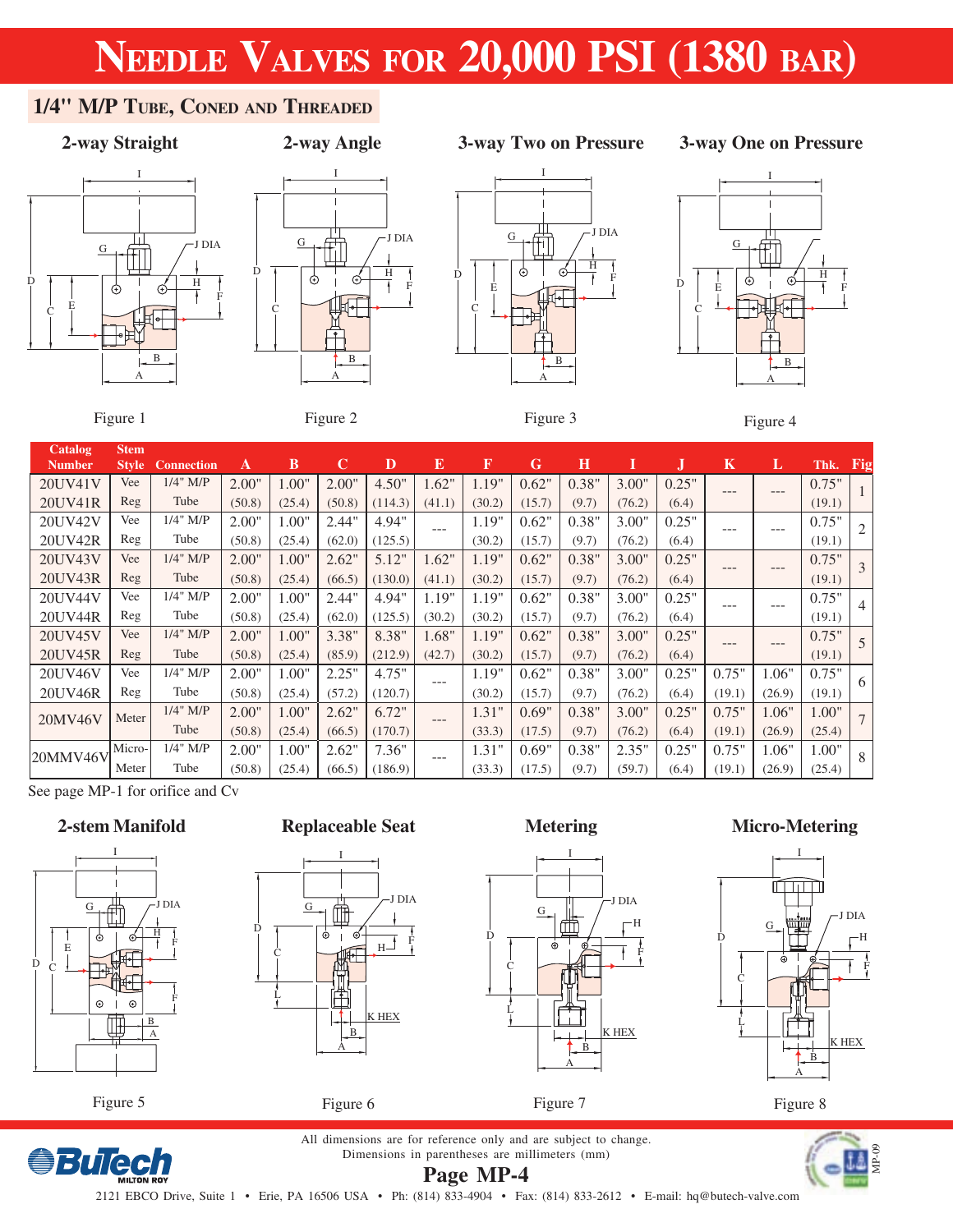# NEEDLE VALVES FOR 20,000 PSI (1380 BAR)

## 1/4" M/P TUBE, CONED AND THREADED

**2-way Straight** — Figure 1

**2-way Angle** — Figure 2

**3-way Two on Pressure** — Figure 3

**3-way One on Pressure** — Figure 4

| Catalog Number | Stem Style | Connection | A | B | C | D | E | F | G | H | I | J | K | L | Thk. | Fig |
|---|---|---|---|---|---|---|---|---|---|---|---|---|---|---|---|---|
| 20UV41V<br>20UV41R | Vee<br>Reg | 1/4" M/P Tube | 2.00" (50.8) | 1.00" (25.4) | 2.00" (50.8) | 4.50" (114.3) | 1.62" (41.1) | 1.19" (30.2) | 0.62" (15.7) | 0.38" (9.7) | 3.00" (76.2) | 0.25" (6.4) | --- | --- | 0.75" (19.1) | 1 |
| 20UV42V<br>20UV42R | Vee<br>Reg | 1/4" M/P Tube | 2.00" (50.8) | 1.00" (25.4) | 2.44" (62.0) | 4.94" (125.5) | --- | 1.19" (30.2) | 0.62" (15.7) | 0.38" (9.7) | 3.00" (76.2) | 0.25" (6.4) | --- | --- | 0.75" (19.1) | 2 |
| 20UV43V<br>20UV43R | Vee<br>Reg | 1/4" M/P Tube | 2.00" (50.8) | 1.00" (25.4) | 2.62" (66.5) | 5.12" (130.0) | 1.62" (41.1) | 1.19" (30.2) | 0.62" (15.7) | 0.38" (9.7) | 3.00" (76.2) | 0.25" (6.4) | --- | --- | 0.75" (19.1) | 3 |
| 20UV44V<br>20UV44R | Vee<br>Reg | 1/4" M/P Tube | 2.00" (50.8) | 1.00" (25.4) | 2.44" (62.0) | 4.94" (125.5) | 1.19" (30.2) | 1.19" (30.2) | 0.62" (15.7) | 0.38" (9.7) | 3.00" (76.2) | 0.25" (6.4) | --- | --- | 0.75" (19.1) | 4 |
| 20UV45V<br>20UV45R | Vee<br>Reg | 1/4" M/P Tube | 2.00" (50.8) | 1.00" (25.4) | 3.38" (85.9) | 8.38" (212.9) | 1.68" (42.7) | 1.19" (30.2) | 0.62" (15.7) | 0.38" (9.7) | 3.00" (76.2) | 0.25" (6.4) | --- | --- | 0.75" (19.1) | 5 |
| 20UV46V<br>20UV46R | Vee<br>Reg | 1/4" M/P Tube | 2.00" (50.8) | 1.00" (25.4) | 2.25" (57.2) | 4.75" (120.7) | --- | 1.19" (30.2) | 0.62" (15.7) | 0.38" (9.7) | 3.00" (76.2) | 0.25" (6.4) | 0.75" (19.1) | 1.06" (26.9) | 0.75" (19.1) | 6 |
| 20MV46V | Meter | 1/4" M/P Tube | 2.00" (50.8) | 1.00" (25.4) | 2.62" (66.5) | 6.72" (170.7) | --- | 1.31" (33.3) | 0.69" (17.5) | 0.38" (9.7) | 3.00" (76.2) | 0.25" (6.4) | 0.75" (19.1) | 1.06" (26.9) | 1.00" (25.4) | 7 |
| 20MMV46V | Micro-Meter | 1/4" M/P Tube | 2.00" (50.8) | 1.00" (25.4) | 2.62" (66.5) | 7.36" (186.9) | --- | 1.31" (33.3) | 0.69" (17.5) | 0.38" (9.7) | 2.35" (59.7) | 0.25" (6.4) | 0.75" (19.1) | 1.06" (26.9) | 1.00" (25.4) | 8 |

See page MP-1 for orifice and Cv

**2-stem Manifold** — Figure 5

**Replaceable Seat** — Figure 6

**Metering** — Figure 7

**Micro-Metering** — Figure 8

All dimensions are for reference only and are subject to change.
Dimensions in parentheses are millimeters (mm)

BuTech MILTON ROY

2121 EBCO Drive, Suite 1 • Erie, PA 16506 USA • Ph: (814) 833-4904 • Fax: (814) 833-2612 • E-mail: hq@butech-valve.com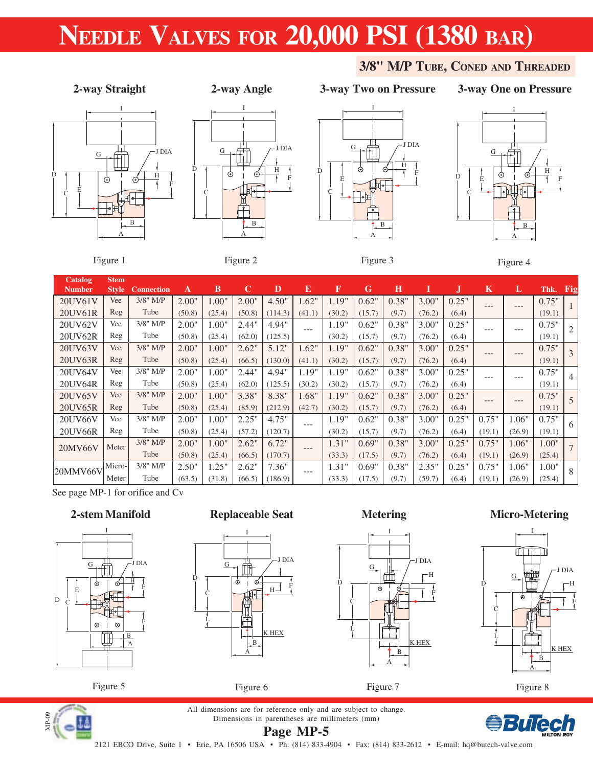# Needle Valves for 20,000 PSI (1380 bar)

## 3/8" M/P Tube, Coned and Threaded

2-way Straight — Figure 1

2-way Angle — Figure 2

3-way Two on Pressure — Figure 3

3-way One on Pressure — Figure 4

| Catalog Number | Stem Style | Connection | A | B | C | D | E | F | G | H | I | J | K | L | Thk. | Fig |
|---|---|---|---|---|---|---|---|---|---|---|---|---|---|---|---|---|
| 20UV61V<br>20UV61R | Vee<br>Reg | 3/8" M/P Tube | 2.00"<br>(50.8) | 1.00"<br>(25.4) | 2.00"<br>(50.8) | 4.50"<br>(114.3) | 1.62"<br>(41.1) | 1.19"<br>(30.2) | 0.62"<br>(15.7) | 0.38"<br>(9.7) | 3.00"<br>(76.2) | 0.25"<br>(6.4) | --- | --- | 0.75"<br>(19.1) | 1 |
| 20UV62V<br>20UV62R | Vee<br>Reg | 3/8" M/P Tube | 2.00"<br>(50.8) | 1.00"<br>(25.4) | 2.44"<br>(62.0) | 4.94"<br>(125.5) | --- | 1.19"<br>(30.2) | 0.62"<br>(15.7) | 0.38"<br>(9.7) | 3.00"<br>(76.2) | 0.25"<br>(6.4) | --- | --- | 0.75"<br>(19.1) | 2 |
| 20UV63V<br>20UV63R | Vee<br>Reg | 3/8" M/P Tube | 2.00"<br>(50.8) | 1.00"<br>(25.4) | 2.62"<br>(66.5) | 5.12"<br>(130.0) | 1.62"<br>(41.1) | 1.19"<br>(30.2) | 0.62"<br>(15.7) | 0.38"<br>(9.7) | 3.00"<br>(76.2) | 0.25"<br>(6.4) | --- | --- | 0.75"<br>(19.1) | 3 |
| 20UV64V<br>20UV64R | Vee<br>Reg | 3/8" M/P Tube | 2.00"<br>(50.8) | 1.00"<br>(25.4) | 2.44"<br>(62.0) | 4.94"<br>(125.5) | 1.19"<br>(30.2) | 1.19"<br>(30.2) | 0.62"<br>(15.7) | 0.38"<br>(9.7) | 3.00"<br>(76.2) | 0.25"<br>(6.4) | --- | --- | 0.75"<br>(19.1) | 4 |
| 20UV65V<br>20UV65R | Vee<br>Reg | 3/8" M/P Tube | 2.00"<br>(50.8) | 1.00"<br>(25.4) | 3.38"<br>(85.9) | 8.38"<br>(212.9) | 1.68"<br>(42.7) | 1.19"<br>(30.2) | 0.62"<br>(15.7) | 0.38"<br>(9.7) | 3.00"<br>(76.2) | 0.25"<br>(6.4) | --- | --- | 0.75"<br>(19.1) | 5 |
| 20UV66V<br>20UV66R | Vee<br>Reg | 3/8" M/P Tube | 2.00"<br>(50.8) | 1.00"<br>(25.4) | 2.25"<br>(57.2) | 4.75"<br>(120.7) | --- | 1.19"<br>(30.2) | 0.62"<br>(15.7) | 0.38"<br>(9.7) | 3.00"<br>(76.2) | 0.25"<br>(6.4) | 0.75"<br>(19.1) | 1.06"<br>(26.9) | 0.75"<br>(19.1) | 6 |
| 20MV66V | Meter | 3/8" M/P Tube | 2.00"<br>(50.8) | 1.00"<br>(25.4) | 2.62"<br>(66.5) | 6.72"<br>(170.7) | --- | 1.31"<br>(33.3) | 0.69"<br>(17.5) | 0.38"<br>(9.7) | 3.00"<br>(76.2) | 0.25"<br>(6.4) | 0.75"<br>(19.1) | 1.06"<br>(26.9) | 1.00"<br>(25.4) | 7 |
| 20MMV66V | Micro-Meter | 3/8" M/P Tube | 2.50"<br>(63.5) | 1.25"<br>(31.8) | 2.62"<br>(66.5) | 7.36"<br>(186.9) | --- | 1.31"<br>(33.3) | 0.69"<br>(17.5) | 0.38"<br>(9.7) | 2.35"<br>(59.7) | 0.25"<br>(6.4) | 0.75"<br>(19.1) | 1.06"<br>(26.9) | 1.00"<br>(25.4) | 8 |

See page MP-1 for orifice and Cv

2-stem Manifold — Figure 5

Replaceable Seat — Figure 6

Metering — Figure 7

Micro-Metering — Figure 8

All dimensions are for reference only and are subject to change.
Dimensions in parentheses are millimeters (mm)

2121 EBCO Drive, Suite 1 • Erie, PA 16506 USA • Ph: (814) 833-4904 • Fax: (814) 833-2612 • E-mail: hq@butech-valve.com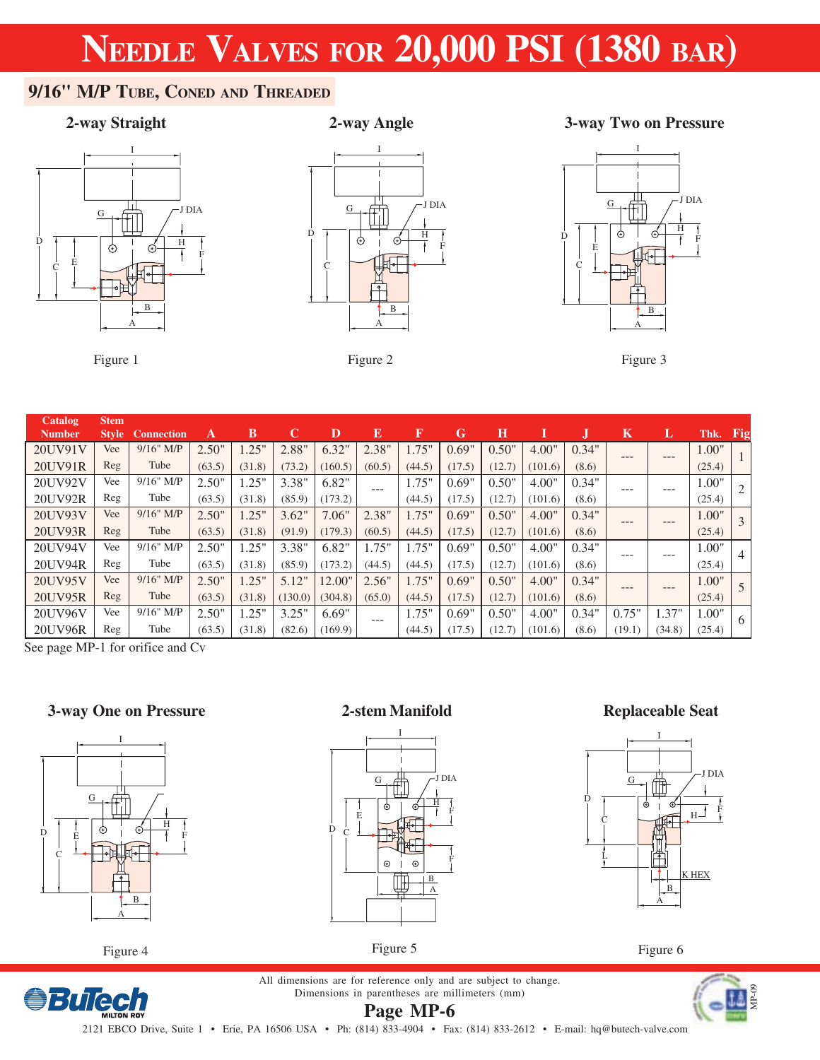# Needle Valves for 20,000 PSI (1380 bar)

## 9/16" M/P Tube, Coned and Threaded

**2-way Straight**

Figure 1

**2-way Angle**

Figure 2

**3-way Two on Pressure**

Figure 3

| Catalog Number | Stem Style | Connection | A | B | C | D | E | F | G | H | I | J | K | L | Thk. | Fig |
|---|---|---|---|---|---|---|---|---|---|---|---|---|---|---|---|---|
| 20UV91V | Vee | 9/16" M/P | 2.50" | 1.25" | 2.88" | 6.32" | 2.38" | 1.75" | 0.69" | 0.50" | 4.00" | 0.34" | --- | --- | 1.00" | 1 |
| 20UV91R | Reg | Tube | (63.5) | (31.8) | (73.2) | (160.5) | (60.5) | (44.5) | (17.5) | (12.7) | (101.6) | (8.6) | | | (25.4) | |
| 20UV92V | Vee | 9/16" M/P | 2.50" | 1.25" | 3.38" | 6.82" | --- | 1.75" | 0.69" | 0.50" | 4.00" | 0.34" | --- | --- | 1.00" | 2 |
| 20UV92R | Reg | Tube | (63.5) | (31.8) | (85.9) | (173.2) | | (44.5) | (17.5) | (12.7) | (101.6) | (8.6) | | | (25.4) | |
| 20UV93V | Vee | 9/16" M/P | 2.50" | 1.25" | 3.62" | 7.06" | 2.38" | 1.75" | 0.69" | 0.50" | 4.00" | 0.34" | --- | --- | 1.00" | 3 |
| 20UV93R | Reg | Tube | (63.5) | (31.8) | (91.9) | (179.3) | (60.5) | (44.5) | (17.5) | (12.7) | (101.6) | (8.6) | | | (25.4) | |
| 20UV94V | Vee | 9/16" M/P | 2.50" | 1.25" | 3.38" | 6.82" | 1.75" | 1.75" | 0.69" | 0.50" | 4.00" | 0.34" | --- | --- | 1.00" | 4 |
| 20UV94R | Reg | Tube | (63.5) | (31.8) | (85.9) | (173.2) | (44.5) | (44.5) | (17.5) | (12.7) | (101.6) | (8.6) | | | (25.4) | |
| 20UV95V | Vee | 9/16" M/P | 2.50" | 1.25" | 5.12" | 12.00" | 2.56" | 1.75" | 0.69" | 0.50" | 4.00" | 0.34" | --- | --- | 1.00" | 5 |
| 20UV95R | Reg | Tube | (63.5) | (31.8) | (130.0) | (304.8) | (65.0) | (44.5) | (17.5) | (12.7) | (101.6) | (8.6) | | | (25.4) | |
| 20UV96V | Vee | 9/16" M/P | 2.50" | 1.25" | 3.25" | 6.69" | --- | 1.75" | 0.69" | 0.50" | 4.00" | 0.34" | 0.75" | 1.37" | 1.00" | 6 |
| 20UV96R | Reg | Tube | (63.5) | (31.8) | (82.6) | (169.9) | | (44.5) | (17.5) | (12.7) | (101.6) | (8.6) | (19.1) | (34.8) | (25.4) | |

See page MP-1 for orifice and Cv

**3-way One on Pressure**

Figure 4

**2-stem Manifold**

Figure 5

**Replaceable Seat**

Figure 6

All dimensions are for reference only and are subject to change.
Dimensions in parentheses are millimeters (mm)

2121 EBCO Drive, Suite 1 • Erie, PA 16506 USA • Ph: (814) 833-4904 • Fax: (814) 833-2612 • E-mail: hq@butech-valve.com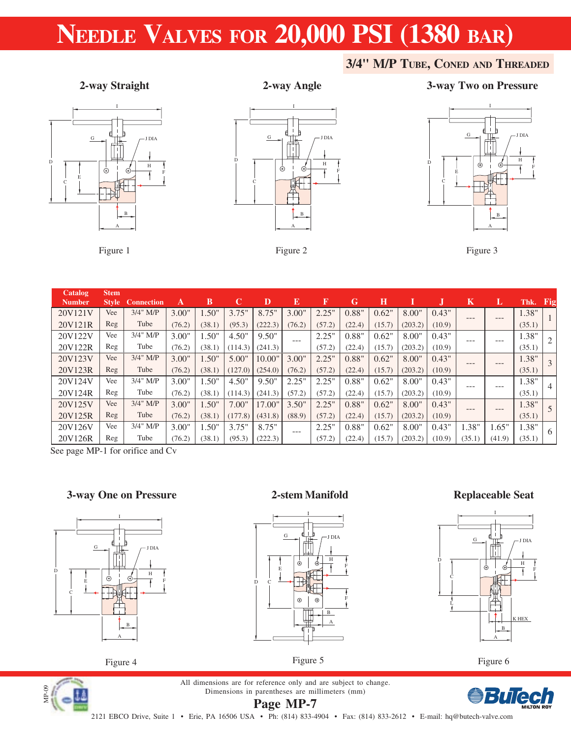# Needle Valves for 20,000 PSI (1380 bar)

## 3/4" M/P Tube, Coned and Threaded

**2-way Straight**

Figure 1

**2-way Angle**

Figure 2

**3-way Two on Pressure**

Figure 3

| Catalog Number | Stem Style | Connection | A | B | C | D | E | F | G | H | I | J | K | L | Thk. | Fig |
|---|---|---|---|---|---|---|---|---|---|---|---|---|---|---|---|---|
| 20V121V | Vee | 3/4" M/P | 3.00" | 1.50" | 3.75" | 8.75" | 3.00" | 2.25" | 0.88" | 0.62" | 8.00" | 0.43" | --- | --- | 1.38" | 1 |
| 20V121R | Reg | Tube | (76.2) | (38.1) | (95.3) | (222.3) | (76.2) | (57.2) | (22.4) | (15.7) | (203.2) | (10.9) | | | (35.1) | |
| 20V122V | Vee | 3/4" M/P | 3.00" | 1.50" | 4.50" | 9.50" | --- | 2.25" | 0.88" | 0.62" | 8.00" | 0.43" | --- | --- | 1.38" | 2 |
| 20V122R | Reg | Tube | (76.2) | (38.1) | (114.3) | (241.3) | | (57.2) | (22.4) | (15.7) | (203.2) | (10.9) | | | (35.1) | |
| 20V123V | Vee | 3/4" M/P | 3.00" | 1.50" | 5.00" | 10.00" | 3.00" | 2.25" | 0.88" | 0.62" | 8.00" | 0.43" | --- | --- | 1.38" | 3 |
| 20V123R | Reg | Tube | (76.2) | (38.1) | (127.0) | (254.0) | (76.2) | (57.2) | (22.4) | (15.7) | (203.2) | (10.9) | | | (35.1) | |
| 20V124V | Vee | 3/4" M/P | 3.00" | 1.50" | 4.50" | 9.50" | 2.25" | 2.25" | 0.88" | 0.62" | 8.00" | 0.43" | --- | --- | 1.38" | 4 |
| 20V124R | Reg | Tube | (76.2) | (38.1) | (114.3) | (241.3) | (57.2) | (57.2) | (22.4) | (15.7) | (203.2) | (10.9) | | | (35.1) | |
| 20V125V | Vee | 3/4" M/P | 3.00" | 1.50" | 7.00" | 17.00" | 3.50" | 2.25" | 0.88" | 0.62" | 8.00" | 0.43" | --- | --- | 1.38" | 5 |
| 20V125R | Reg | Tube | (76.2) | (38.1) | (177.8) | (431.8) | (88.9) | (57.2) | (22.4) | (15.7) | (203.2) | (10.9) | | | (35.1) | |
| 20V126V | Vee | 3/4" M/P | 3.00" | 1.50" | 3.75" | 8.75" | --- | 2.25" | 0.88" | 0.62" | 8.00" | 0.43" | 1.38" | 1.65" | 1.38" | 6 |
| 20V126R | Reg | Tube | (76.2) | (38.1) | (95.3) | (222.3) | | (57.2) | (22.4) | (15.7) | (203.2) | (10.9) | (35.1) | (41.9) | (35.1) | |

See page MP-1 for orifice and Cv

**3-way One on Pressure**

Figure 4

**2-stem Manifold**

Figure 5

**Replaceable Seat**

Figure 6

All dimensions are for reference only and are subject to change.
Dimensions in parentheses are millimeters (mm)

2121 EBCO Drive, Suite 1 • Erie, PA 16506 USA • Ph: (814) 833-4904 • Fax: (814) 833-2612 • E-mail: hq@butech-valve.com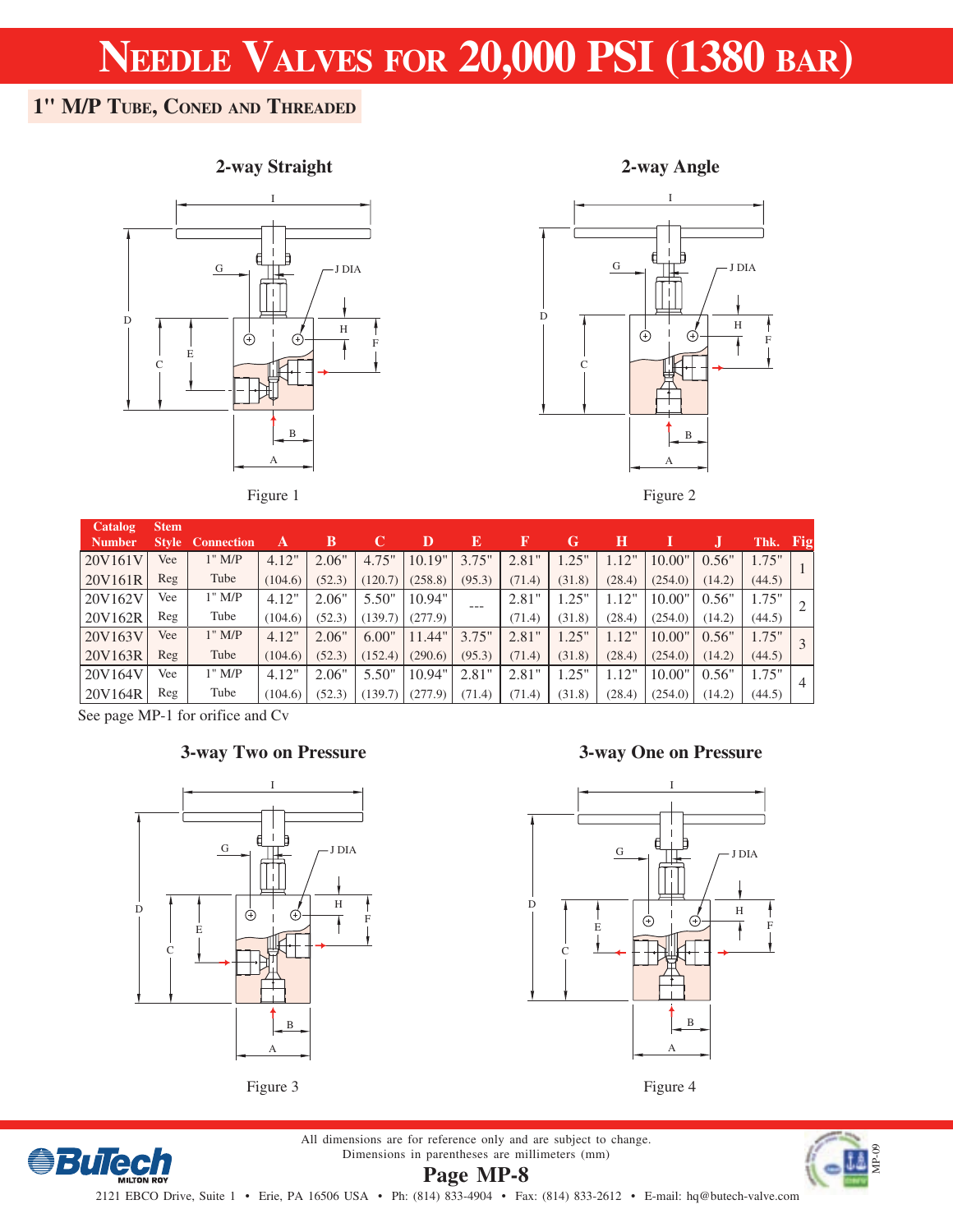# Needle Valves for 20,000 PSI (1380 bar)

## 1" M/P Tube, Coned and Threaded

**2-way Straight**

Figure 1

**2-way Angle**

Figure 2

| Catalog Number | Stem Style | Connection | A | B | C | D | E | F | G | H | I | J | Thk. | Fig |
|---|---|---|---|---|---|---|---|---|---|---|---|---|---|---|
| 20V161V<br>20V161R | Vee<br>Reg | 1" M/P Tube | 4.12"<br>(104.6) | 2.06"<br>(52.3) | 4.75"<br>(120.7) | 10.19"<br>(258.8) | 3.75"<br>(95.3) | 2.81"<br>(71.4) | 1.25"<br>(31.8) | 1.12"<br>(28.4) | 10.00"<br>(254.0) | 0.56"<br>(14.2) | 1.75"<br>(44.5) | 1 |
| 20V162V<br>20V162R | Vee<br>Reg | 1" M/P Tube | 4.12"<br>(104.6) | 2.06"<br>(52.3) | 5.50"<br>(139.7) | 10.94"<br>(277.9) | --- | 2.81"<br>(71.4) | 1.25"<br>(31.8) | 1.12"<br>(28.4) | 10.00"<br>(254.0) | 0.56"<br>(14.2) | 1.75"<br>(44.5) | 2 |
| 20V163V<br>20V163R | Vee<br>Reg | 1" M/P Tube | 4.12"<br>(104.6) | 2.06"<br>(52.3) | 6.00"<br>(152.4) | 11.44"<br>(290.6) | 3.75"<br>(95.3) | 2.81"<br>(71.4) | 1.25"<br>(31.8) | 1.12"<br>(28.4) | 10.00"<br>(254.0) | 0.56"<br>(14.2) | 1.75"<br>(44.5) | 3 |
| 20V164V<br>20V164R | Vee<br>Reg | 1" M/P Tube | 4.12"<br>(104.6) | 2.06"<br>(52.3) | 5.50"<br>(139.7) | 10.94"<br>(277.9) | 2.81"<br>(71.4) | 2.81"<br>(71.4) | 1.25"<br>(31.8) | 1.12"<br>(28.4) | 10.00"<br>(254.0) | 0.56"<br>(14.2) | 1.75"<br>(44.5) | 4 |

See page MP-1 for orifice and Cv

**3-way Two on Pressure**

Figure 3

**3-way One on Pressure**

Figure 4

All dimensions are for reference only and are subject to change.
Dimensions in parentheses are millimeters (mm)

2121 EBCO Drive, Suite 1 • Erie, PA 16506 USA • Ph: (814) 833-4904 • Fax: (814) 833-2612 • E-mail: hq@butech-valve.com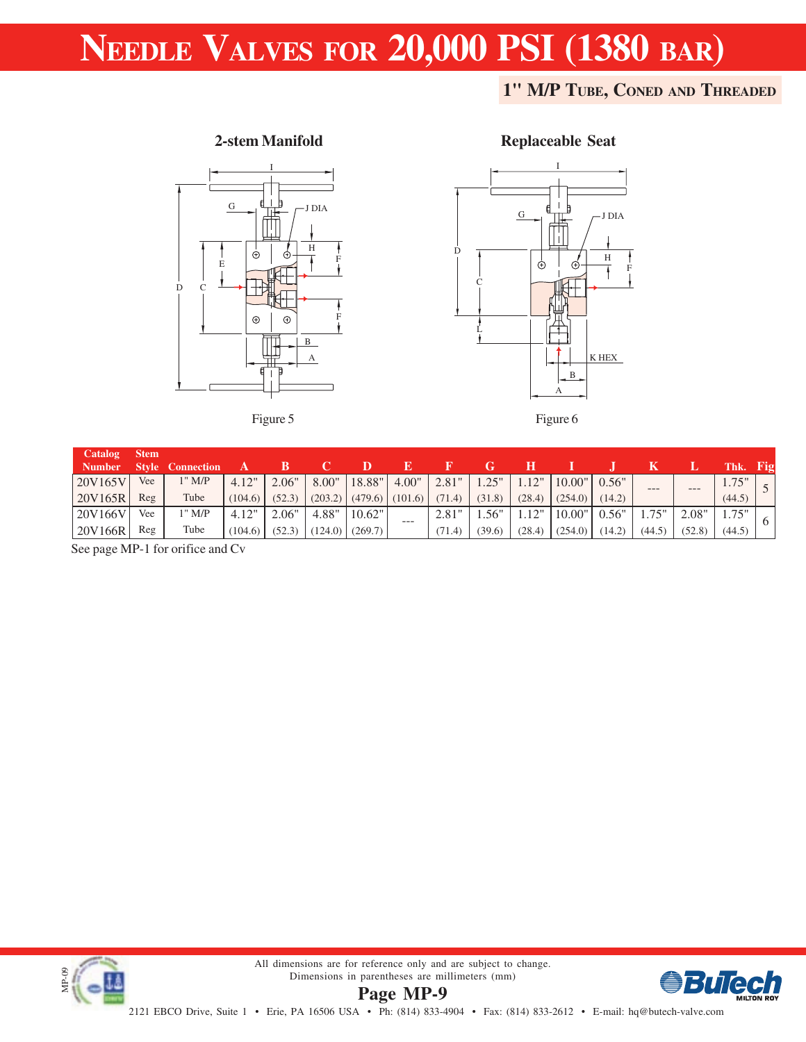# Needle Valves for 20,000 PSI (1380 bar)

## 1" M/P Tube, Coned and Threaded

**2-stem Manifold**

Figure 5

**Replaceable Seat**

Figure 6

| Catalog Number | Stem Style | Connection | A | B | C | D | E | F | G | H | I | J | K | L | Thk. | Fig |
|---|---|---|---|---|---|---|---|---|---|---|---|---|---|---|---|---|
| 20V165V<br>20V165R | Vee<br>Reg | 1" M/P Tube | 4.12" (104.6) | 2.06" (52.3) | 8.00" (203.2) | 18.88" (479.6) | 4.00" (101.6) | 2.81" (71.4) | 1.25" (31.8) | 1.12" (28.4) | 10.00" (254.0) | 0.56" (14.2) | --- | --- | 1.75" (44.5) | 5 |
| 20V166V<br>20V166R | Vee<br>Reg | 1" M/P Tube | 4.12" (104.6) | 2.06" (52.3) | 4.88" (124.0) | 10.62" (269.7) | --- | 2.81" (71.4) | 1.56" (39.6) | 1.12" (28.4) | 10.00" (254.0) | 0.56" (14.2) | 1.75" (44.5) | 2.08" (52.8) | 1.75" (44.5) | 6 |

See page MP-1 for orifice and Cv

All dimensions are for reference only and are subject to change.
Dimensions in parentheses are millimeters (mm)

2121 EBCO Drive, Suite 1 • Erie, PA 16506 USA • Ph: (814) 833-4904 • Fax: (814) 833-2612 • E-mail: hq@butech-valve.com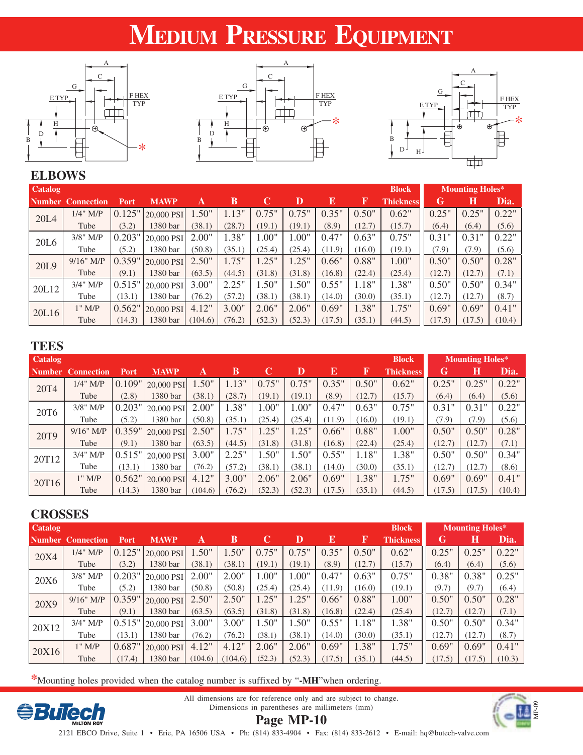# MEDIUM PRESSURE EQUIPMENT

## ELBOWS

| Catalog Number | Connection | Port | MAWP | A | B | C | D | E | F | Block Thickness | Mounting Holes* G | H | Dia. |
|---|---|---|---|---|---|---|---|---|---|---|---|---|---|
| 20L4 | 1/4" M/P Tube | 0.125" (3.2) | 20,000 PSI 1380 bar | 1.50" (38.1) | 1.13" (28.7) | 0.75" (19.1) | 0.75" (19.1) | 0.35" (8.9) | 0.50" (12.7) | 0.62" (15.7) | 0.25" (6.4) | 0.25" (6.4) | 0.22" (5.6) |
| 20L6 | 3/8" M/P Tube | 0.203" (5.2) | 20,000 PSI 1380 bar | 2.00" (50.8) | 1.38" (35.1) | 1.00" (25.4) | 1.00" (25.4) | 0.47" (11.9) | 0.63" (16.0) | 0.75" (19.1) | 0.31" (7.9) | 0.31" (7.9) | 0.22" (5.6) |
| 20L9 | 9/16" M/P Tube | 0.359" (9.1) | 20,000 PSI 1380 bar | 2.50" (63.5) | 1.75" (44.5) | 1.25" (31.8) | 1.25" (31.8) | 0.66" (16.8) | 0.88" (22.4) | 1.00" (25.4) | 0.50" (12.7) | 0.50" (12.7) | 0.28" (7.1) |
| 20L12 | 3/4" M/P Tube | 0.515" (13.1) | 20,000 PSI 1380 bar | 3.00" (76.2) | 2.25" (57.2) | 1.50" (38.1) | 1.50" (38.1) | 0.55" (14.0) | 1.18" (30.0) | 1.38" (35.1) | 0.50" (12.7) | 0.50" (12.7) | 0.34" (8.7) |
| 20L16 | 1" M/P Tube | 0.562" (14.3) | 20,000 PSI 1380 bar | 4.12" (104.6) | 3.00" (76.2) | 2.06" (52.3) | 2.06" (52.3) | 0.69" (17.5) | 1.38" (35.1) | 1.75" (44.5) | 0.69" (17.5) | 0.69" (17.5) | 0.41" (10.4) |

## TEES

| Catalog Number | Connection | Port | MAWP | A | B | C | D | E | F | Block Thickness | Mounting Holes* G | H | Dia. |
|---|---|---|---|---|---|---|---|---|---|---|---|---|---|
| 20T4 | 1/4" M/P Tube | 0.109" (2.8) | 20,000 PSI 1380 bar | 1.50" (38.1) | 1.13" (28.7) | 0.75" (19.1) | 0.75" (19.1) | 0.35" (8.9) | 0.50" (12.7) | 0.62" (15.7) | 0.25" (6.4) | 0.25" (6.4) | 0.22" (5.6) |
| 20T6 | 3/8" M/P Tube | 0.203" (5.2) | 20,000 PSI 1380 bar | 2.00" (50.8) | 1.38" (35.1) | 1.00" (25.4) | 1.00" (25.4) | 0.47" (11.9) | 0.63" (16.0) | 0.75" (19.1) | 0.31" (7.9) | 0.31" (7.9) | 0.22" (5.6) |
| 20T9 | 9/16" M/P Tube | 0.359" (9.1) | 20,000 PSI 1380 bar | 2.50" (63.5) | 1.75" (44.5) | 1.25" (31.8) | 1.25" (31.8) | 0.66" (16.8) | 0.88" (22.4) | 1.00" (25.4) | 0.50" (12.7) | 0.50" (12.7) | 0.28" (7.1) |
| 20T12 | 3/4" M/P Tube | 0.515" (13.1) | 20,000 PSI 1380 bar | 3.00" (76.2) | 2.25" (57.2) | 1.50" (38.1) | 1.50" (38.1) | 0.55" (14.0) | 1.18" (30.0) | 1.38" (35.1) | 0.50" (12.7) | 0.50" (12.7) | 0.34" (8.6) |
| 20T16 | 1" M/P Tube | 0.562" (14.3) | 20,000 PSI 1380 bar | 4.12" (104.6) | 3.00" (76.2) | 2.06" (52.3) | 2.06" (52.3) | 0.69" (17.5) | 1.38" (35.1) | 1.75" (44.5) | 0.69" (17.5) | 0.69" (17.5) | 0.41" (10.4) |

## CROSSES

| Catalog Number | Connection | Port | MAWP | A | B | C | D | E | F | Block Thickness | Mounting Holes* G | H | Dia. |
|---|---|---|---|---|---|---|---|---|---|---|---|---|---|
| 20X4 | 1/4" M/P Tube | 0.125" (3.2) | 20,000 PSI 1380 bar | 1.50" (38.1) | 1.50" (38.1) | 0.75" (19.1) | 0.75" (19.1) | 0.35" (8.9) | 0.50" (12.7) | 0.62" (15.7) | 0.25" (6.4) | 0.25" (6.4) | 0.22" (5.6) |
| 20X6 | 3/8" M/P Tube | 0.203" (5.2) | 20,000 PSI 1380 bar | 2.00" (50.8) | 2.00" (50.8) | 1.00" (25.4) | 1.00" (25.4) | 0.47" (11.9) | 0.63" (16.0) | 0.75" (19.1) | 0.38" (9.7) | 0.38" (9.7) | 0.25" (6.4) |
| 20X9 | 9/16" M/P Tube | 0.359" (9.1) | 20,000 PSI 1380 bar | 2.50" (63.5) | 2.50" (63.5) | 1.25" (31.8) | 1.25" (31.8) | 0.66" (16.8) | 0.88" (22.4) | 1.00" (25.4) | 0.50" (12.7) | 0.50" (12.7) | 0.28" (7.1) |
| 20X12 | 3/4" M/P Tube | 0.515" (13.1) | 20,000 PSI 1380 bar | 3.00" (76.2) | 3.00" (76.2) | 1.50" (38.1) | 1.50" (38.1) | 0.55" (14.0) | 1.18" (30.0) | 1.38" (35.1) | 0.50" (12.7) | 0.50" (12.7) | 0.34" (8.7) |
| 20X16 | 1" M/P Tube | 0.687" (17.4) | 20,000 PSI 1380 bar | 4.12" (104.6) | 4.12" (104.6) | 2.06" (52.3) | 2.06" (52.3) | 0.69" (17.5) | 1.38" (35.1) | 1.75" (44.5) | 0.69" (17.5) | 0.69" (17.5) | 0.41" (10.3) |

*Mounting holes provided when the catalog number is suffixed by "**-MH**" when ordering.

All dimensions are for reference only and are subject to change.
Dimensions in parentheses are millimeters (mm)

2121 EBCO Drive, Suite 1 • Erie, PA 16506 USA • Ph: (814) 833-4904 • Fax: (814) 833-2612 • E-mail: hq@butech-valve.com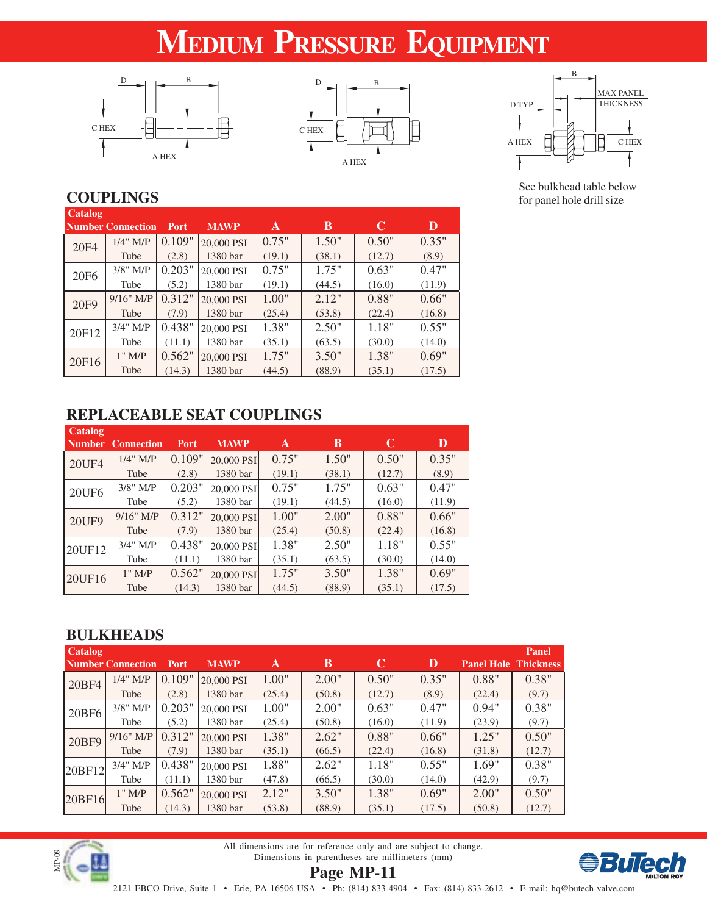# Medium Pressure Equipment

See bulkhead table below for panel hole drill size

## COUPLINGS

| Catalog Number | Connection | Port | MAWP | A | B | C | D |
|---|---|---|---|---|---|---|---|
| 20F4 | 1/4" M/P Tube | 0.109" (2.8) | 20,000 PSI 1380 bar | 0.75" (19.1) | 1.50" (38.1) | 0.50" (12.7) | 0.35" (8.9) |
| 20F6 | 3/8" M/P Tube | 0.203" (5.2) | 20,000 PSI 1380 bar | 0.75" (19.1) | 1.75" (44.5) | 0.63" (16.0) | 0.47" (11.9) |
| 20F9 | 9/16" M/P Tube | 0.312" (7.9) | 20,000 PSI 1380 bar | 1.00" (25.4) | 2.12" (53.8) | 0.88" (22.4) | 0.66" (16.8) |
| 20F12 | 3/4" M/P Tube | 0.438" (11.1) | 20,000 PSI 1380 bar | 1.38" (35.1) | 2.50" (63.5) | 1.18" (30.0) | 0.55" (14.0) |
| 20F16 | 1" M/P Tube | 0.562" (14.3) | 20,000 PSI 1380 bar | 1.75" (44.5) | 3.50" (88.9) | 1.38" (35.1) | 0.69" (17.5) |

## REPLACEABLE SEAT COUPLINGS

| Catalog Number | Connection | Port | MAWP | A | B | C | D |
|---|---|---|---|---|---|---|---|
| 20UF4 | 1/4" M/P Tube | 0.109" (2.8) | 20,000 PSI 1380 bar | 0.75" (19.1) | 1.50" (38.1) | 0.50" (12.7) | 0.35" (8.9) |
| 20UF6 | 3/8" M/P Tube | 0.203" (5.2) | 20,000 PSI 1380 bar | 0.75" (19.1) | 1.75" (44.5) | 0.63" (16.0) | 0.47" (11.9) |
| 20UF9 | 9/16" M/P Tube | 0.312" (7.9) | 20,000 PSI 1380 bar | 1.00" (25.4) | 2.00" (50.8) | 0.88" (22.4) | 0.66" (16.8) |
| 20UF12 | 3/4" M/P Tube | 0.438" (11.1) | 20,000 PSI 1380 bar | 1.38" (35.1) | 2.50" (63.5) | 1.18" (30.0) | 0.55" (14.0) |
| 20UF16 | 1" M/P Tube | 0.562" (14.3) | 20,000 PSI 1380 bar | 1.75" (44.5) | 3.50" (88.9) | 1.38" (35.1) | 0.69" (17.5) |

## BULKHEADS

| Catalog Number | Connection | Port | MAWP | A | B | C | D | Panel Hole | Panel Thickness |
|---|---|---|---|---|---|---|---|---|---|
| 20BF4 | 1/4" M/P Tube | 0.109" (2.8) | 20,000 PSI 1380 bar | 1.00" (25.4) | 2.00" (50.8) | 0.50" (12.7) | 0.35" (8.9) | 0.88" (22.4) | 0.38" (9.7) |
| 20BF6 | 3/8" M/P Tube | 0.203" (5.2) | 20,000 PSI 1380 bar | 1.00" (25.4) | 2.00" (50.8) | 0.63" (16.0) | 0.47" (11.9) | 0.94" (23.9) | 0.38" (9.7) |
| 20BF9 | 9/16" M/P Tube | 0.312" (7.9) | 20,000 PSI 1380 bar | 1.38" (35.1) | 2.62" (66.5) | 0.88" (22.4) | 0.66" (16.8) | 1.25" (31.8) | 0.50" (12.7) |
| 20BF12 | 3/4" M/P Tube | 0.438" (11.1) | 20,000 PSI 1380 bar | 1.88" (47.8) | 2.62" (66.5) | 1.18" (30.0) | 0.55" (14.0) | 1.69" (42.9) | 0.38" (9.7) |
| 20BF16 | 1" M/P Tube | 0.562" (14.3) | 20,000 PSI 1380 bar | 2.12" (53.8) | 3.50" (88.9) | 1.38" (35.1) | 0.69" (17.5) | 2.00" (50.8) | 0.50" (12.7) |

All dimensions are for reference only and are subject to change.
Dimensions in parentheses are millimeters (mm)

2121 EBCO Drive, Suite 1 • Erie, PA 16506 USA • Ph: (814) 833-4904 • Fax: (814) 833-2612 • E-mail: hq@butech-valve.com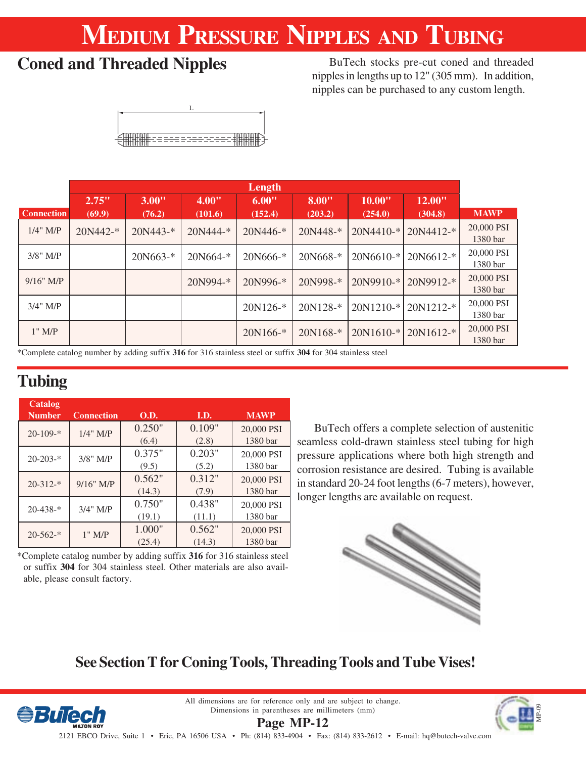# Medium Pressure Nipples and Tubing

## Coned and Threaded Nipples

BuTech stocks pre-cut coned and threaded nipples in lengths up to 12" (305 mm). In addition, nipples can be purchased to any custom length.

| Connection | Length 2.75" (69.9) | 3.00" (76.2) | 4.00" (101.6) | 6.00" (152.4) | 8.00" (203.2) | 10.00" (254.0) | 12.00" (304.8) | MAWP |
|---|---|---|---|---|---|---|---|---|
| 1/4" M/P | 20N442-* | 20N443-* | 20N444-* | 20N446-* | 20N448-* | 20N4410-* | 20N4412-* | 20,000 PSI 1380 bar |
| 3/8" M/P | | 20N663-* | 20N664-* | 20N666-* | 20N668-* | 20N6610-* | 20N6612-* | 20,000 PSI 1380 bar |
| 9/16" M/P | | | 20N994-* | 20N996-* | 20N998-* | 20N9910-* | 20N9912-* | 20,000 PSI 1380 bar |
| 3/4" M/P | | | | 20N126-* | 20N128-* | 20N1210-* | 20N1212-* | 20,000 PSI 1380 bar |
| 1" M/P | | | | 20N166-* | 20N168-* | 20N1610-* | 20N1612-* | 20,000 PSI 1380 bar |

*Complete catalog number by adding suffix **316** for 316 stainless steel or suffix **304** for 304 stainless steel

## Tubing

| Catalog Number | Connection | O.D. | I.D. | MAWP |
|---|---|---|---|---|
| 20-109-* | 1/4" M/P | 0.250" (6.4) | 0.109" (2.8) | 20,000 PSI 1380 bar |
| 20-203-* | 3/8" M/P | 0.375" (9.5) | 0.203" (5.2) | 20,000 PSI 1380 bar |
| 20-312-* | 9/16" M/P | 0.562" (14.3) | 0.312" (7.9) | 20,000 PSI 1380 bar |
| 20-438-* | 3/4" M/P | 0.750" (19.1) | 0.438" (11.1) | 20,000 PSI 1380 bar |
| 20-562-* | 1" M/P | 1.000" (25.4) | 0.562" (14.3) | 20,000 PSI 1380 bar |

*Complete catalog number by adding suffix **316** for 316 stainless steel or suffix **304** for 304 stainless steel. Other materials are also available, please consult factory.

BuTech offers a complete selection of austenitic seamless cold-drawn stainless steel tubing for high pressure applications where both high strength and corrosion resistance are desired. Tubing is available in standard 20-24 foot lengths (6-7 meters), however, longer lengths are available on request.

**See Section T for Coning Tools, Threading Tools and Tube Vises!**

All dimensions are for reference only and are subject to change.
Dimensions in parentheses are millimeters (mm)

2121 EBCO Drive, Suite 1 • Erie, PA 16506 USA • Ph: (814) 833-4904 • Fax: (814) 833-2612 • E-mail: hq@butech-valve.com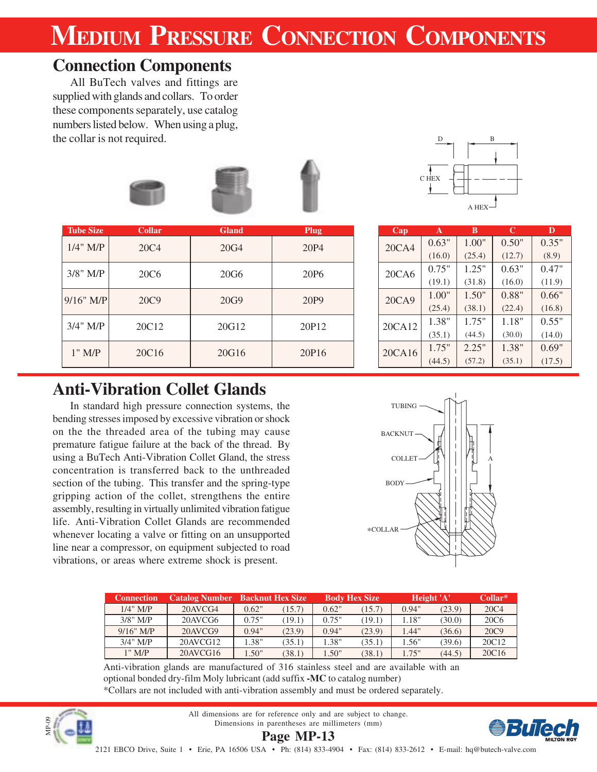# Medium Pressure Connection Components

## Connection Components

All BuTech valves and fittings are supplied with glands and collars. To order these components separately, use catalog numbers listed below. When using a plug, the collar is not required.

| Tube Size | Collar | Gland | Plug |
|---|---|---|---|
| 1/4" M/P | 20C4 | 20G4 | 20P4 |
| 3/8" M/P | 20C6 | 20G6 | 20P6 |
| 9/16" M/P | 20C9 | 20G9 | 20P9 |
| 3/4" M/P | 20C12 | 20G12 | 20P12 |
| 1" M/P | 20C16 | 20G16 | 20P16 |

| Cap | A | B | C | D |
|---|---|---|---|---|
| 20CA4 | 0.63" (16.0) | 1.00" (25.4) | 0.50" (12.7) | 0.35" (8.9) |
| 20CA6 | 0.75" (19.1) | 1.25" (31.8) | 0.63" (16.0) | 0.47" (11.9) |
| 20CA9 | 1.00" (25.4) | 1.50" (38.1) | 0.88" (22.4) | 0.66" (16.8) |
| 20CA12 | 1.38" (35.1) | 1.75" (44.5) | 1.18" (30.0) | 0.55" (14.0) |
| 20CA16 | 1.75" (44.5) | 2.25" (57.2) | 1.38" (35.1) | 0.69" (17.5) |

## Anti-Vibration Collet Glands

In standard high pressure connection systems, the bending stresses imposed by excessive vibration or shock on the the threaded area of the tubing may cause premature fatigue failure at the back of the thread. By using a BuTech Anti-Vibration Collet Gland, the stress concentration is transferred back to the unthreaded section of the tubing. This transfer and the spring-type gripping action of the collet, strengthens the entire assembly, resulting in virtually unlimited vibration fatigue life. Anti-Vibration Collet Glands are recommended whenever locating a valve or fitting on an unsupported line near a compressor, on equipment subjected to road vibrations, or areas where extreme shock is present.

| Connection | Catalog Number | Backnut Hex Size | | Body Hex Size | | Height 'A' | | Collar* |
|---|---|---|---|---|---|---|---|---|
| 1/4" M/P | 20AVCG4 | 0.62" | (15.7) | 0.62" | (15.7) | 0.94" | (23.9) | 20C4 |
| 3/8" M/P | 20AVCG6 | 0.75" | (19.1) | 0.75" | (19.1) | 1.18" | (30.0) | 20C6 |
| 9/16" M/P | 20AVCG9 | 0.94" | (23.9) | 0.94" | (23.9) | 1.44" | (36.6) | 20C9 |
| 3/4" M/P | 20AVCG12 | 1.38" | (35.1) | 1.38" | (35.1) | 1.56" | (39.6) | 20C12 |
| 1" M/P | 20AVCG16 | 1.50" | (38.1) | 1.50" | (38.1) | 1.75" | (44.5) | 20C16 |

Anti-vibration glands are manufactured of 316 stainless steel and are available with an optional bonded dry-film Moly lubricant (add suffix **-MC** to catalog number)

*Collars are not included with anti-vibration assembly and must be ordered separately.

All dimensions are for reference only and are subject to change.
Dimensions in parentheses are millimeters (mm)

2121 EBCO Drive, Suite 1 • Erie, PA 16506 USA • Ph: (814) 833-4904 • Fax: (814) 833-2612 • E-mail: hq@butech-valve.com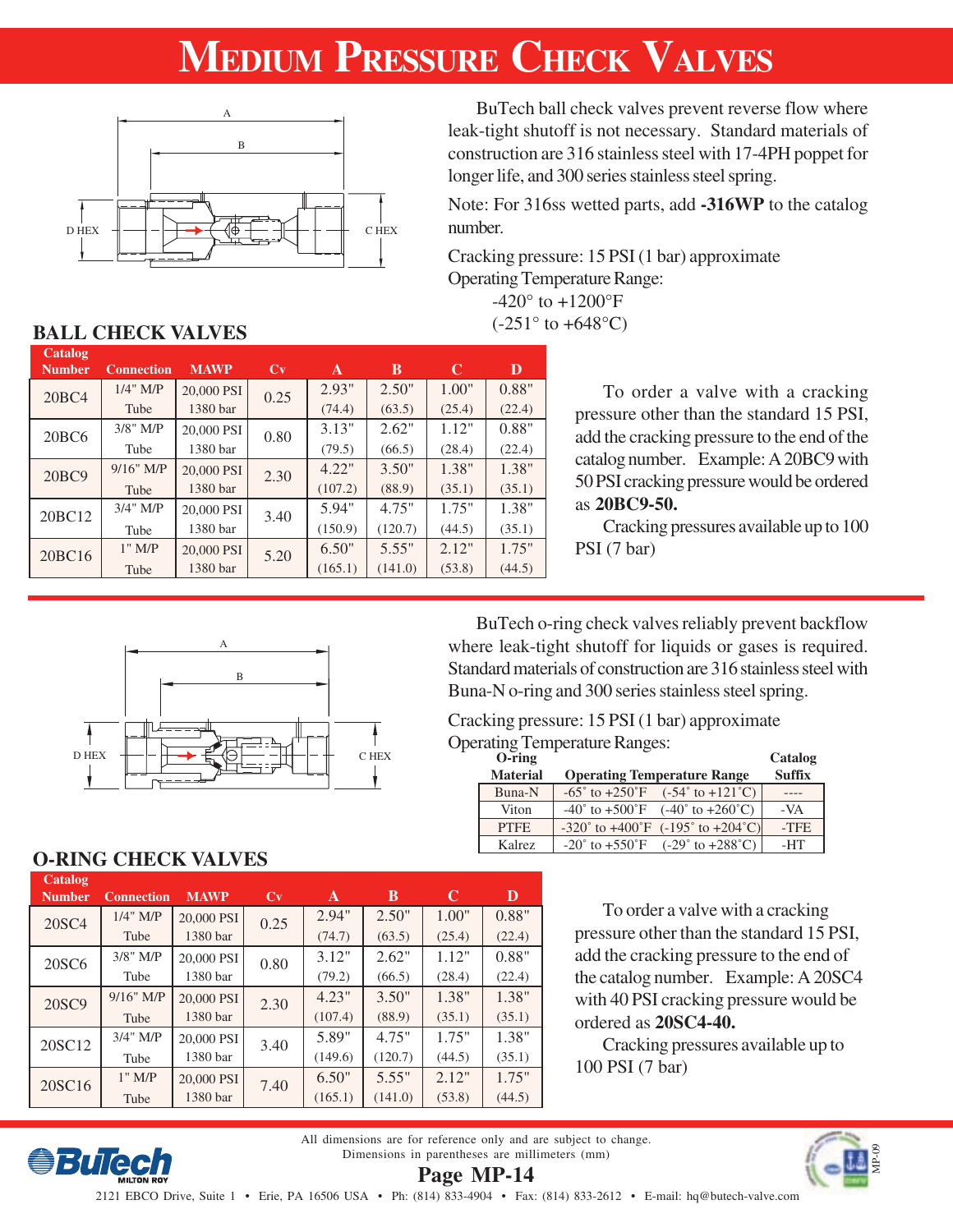# MEDIUM PRESSURE CHECK VALVES

BuTech ball check valves prevent reverse flow where leak-tight shutoff is not necessary. Standard materials of construction are 316 stainless steel with 17-4PH poppet for longer life, and 300 series stainless steel spring.

Note: For 316ss wetted parts, add **-316WP** to the catalog number.

Cracking pressure: 15 PSI (1 bar) approximate
Operating Temperature Range:
-420° to +1200°F
(-251° to +648°C)

## BALL CHECK VALVES

| Catalog Number | Connection | MAWP | Cv | A | B | C | D |
|---|---|---|---|---|---|---|---|
| 20BC4 | 1/4" M/P Tube | 20,000 PSI 1380 bar | 0.25 | 2.93" (74.4) | 2.50" (63.5) | 1.00" (25.4) | 0.88" (22.4) |
| 20BC6 | 3/8" M/P Tube | 20,000 PSI 1380 bar | 0.80 | 3.13" (79.5) | 2.62" (66.5) | 1.12" (28.4) | 0.88" (22.4) |
| 20BC9 | 9/16" M/P Tube | 20,000 PSI 1380 bar | 2.30 | 4.22" (107.2) | 3.50" (88.9) | 1.38" (35.1) | 1.38" (35.1) |
| 20BC12 | 3/4" M/P Tube | 20,000 PSI 1380 bar | 3.40 | 5.94" (150.9) | 4.75" (120.7) | 1.75" (44.5) | 1.38" (35.1) |
| 20BC16 | 1" M/P Tube | 20,000 PSI 1380 bar | 5.20 | 6.50" (165.1) | 5.55" (141.0) | 2.12" (53.8) | 1.75" (44.5) |

To order a valve with a cracking pressure other than the standard 15 PSI, add the cracking pressure to the end of the catalog number. Example: A 20BC9 with 50 PSI cracking pressure would be ordered as **20BC9-50.**

Cracking pressures available up to 100 PSI (7 bar)

BuTech o-ring check valves reliably prevent backflow where leak-tight shutoff for liquids or gases is required. Standard materials of construction are 316 stainless steel with Buna-N o-ring and 300 series stainless steel spring.

Cracking pressure: 15 PSI (1 bar) approximate
Operating Temperature Ranges:

| O-ring Material | Operating Temperature Range | Catalog Suffix |
|---|---|---|
| Buna-N | -65˚ to +250˚F (-54˚ to +121˚C) | ---- |
| Viton | -40˚ to +500˚F (-40˚ to +260˚C) | -VA |
| PTFE | -320˚ to +400˚F (-195˚ to +204˚C) | -TFE |
| Kalrez | -20˚ to +550˚F (-29˚ to +288˚C) | -HT |

## O-RING CHECK VALVES

| Catalog Number | Connection | MAWP | Cv | A | B | C | D |
|---|---|---|---|---|---|---|---|
| 20SC4 | 1/4" M/P Tube | 20,000 PSI 1380 bar | 0.25 | 2.94" (74.7) | 2.50" (63.5) | 1.00" (25.4) | 0.88" (22.4) |
| 20SC6 | 3/8" M/P Tube | 20,000 PSI 1380 bar | 0.80 | 3.12" (79.2) | 2.62" (66.5) | 1.12" (28.4) | 0.88" (22.4) |
| 20SC9 | 9/16" M/P Tube | 20,000 PSI 1380 bar | 2.30 | 4.23" (107.4) | 3.50" (88.9) | 1.38" (35.1) | 1.38" (35.1) |
| 20SC12 | 3/4" M/P Tube | 20,000 PSI 1380 bar | 3.40 | 5.89" (149.6) | 4.75" (120.7) | 1.75" (44.5) | 1.38" (35.1) |
| 20SC16 | 1" M/P Tube | 20,000 PSI 1380 bar | 7.40 | 6.50" (165.1) | 5.55" (141.0) | 2.12" (53.8) | 1.75" (44.5) |

To order a valve with a cracking pressure other than the standard 15 PSI, add the cracking pressure to the end of the catalog number. Example: A 20SC4 with 40 PSI cracking pressure would be ordered as **20SC4-40.**

Cracking pressures available up to 100 PSI (7 bar)

All dimensions are for reference only and are subject to change.
Dimensions in parentheses are millimeters (mm)

2121 EBCO Drive, Suite 1 • Erie, PA 16506 USA • Ph: (814) 833-4904 • Fax: (814) 833-2612 • E-mail: hq@butech-valve.com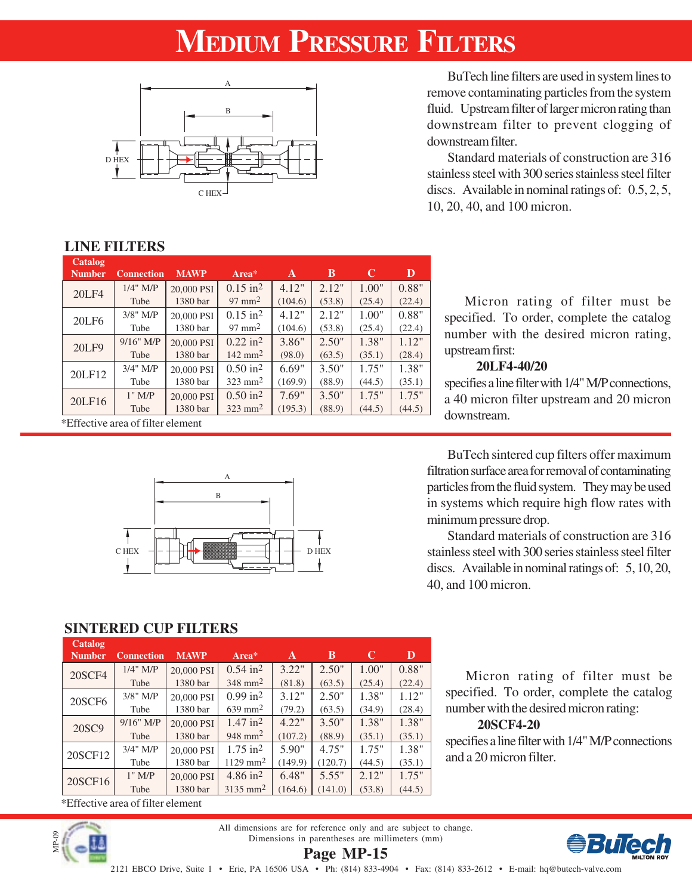# Medium Pressure Filters

BuTech line filters are used in system lines to remove contaminating particles from the system fluid. Upstream filter of larger micron rating than downstream filter to prevent clogging of downstream filter.

Standard materials of construction are 316 stainless steel with 300 series stainless steel filter discs. Available in nominal ratings of: 0.5, 2, 5, 10, 20, 40, and 100 micron.

## LINE FILTERS

| Catalog Number | Connection | MAWP | Area* | A | B | C | D |
|---|---|---|---|---|---|---|---|
| 20LF4 | 1/4" M/P Tube | 20,000 PSI 1380 bar | 0.15 in² 97 mm² | 4.12" (104.6) | 2.12" (53.8) | 1.00" (25.4) | 0.88" (22.4) |
| 20LF6 | 3/8" M/P Tube | 20,000 PSI 1380 bar | 0.15 in² 97 mm² | 4.12" (104.6) | 2.12" (53.8) | 1.00" (25.4) | 0.88" (22.4) |
| 20LF9 | 9/16" M/P Tube | 20,000 PSI 1380 bar | 0.22 in² 142 mm² | 3.86" (98.0) | 2.50" (63.5) | 1.38" (35.1) | 1.12" (28.4) |
| 20LF12 | 3/4" M/P Tube | 20,000 PSI 1380 bar | 0.50 in² 323 mm² | 6.69" (169.9) | 3.50" (88.9) | 1.75" (44.5) | 1.38" (35.1) |
| 20LF16 | 1" M/P Tube | 20,000 PSI 1380 bar | 0.50 in² 323 mm² | 7.69" (195.3) | 3.50" (88.9) | 1.75" (44.5) | 1.75" (44.5) |

*Effective area of filter element

Micron rating of filter must be specified. To order, complete the catalog number with the desired micron rating, upstream first:

**20LF4-40/20**

specifies a line filter with 1/4" M/P connections, a 40 micron filter upstream and 20 micron downstream.

BuTech sintered cup filters offer maximum filtration surface area for removal of contaminating particles from the fluid system. They may be used in systems which require high flow rates with minimum pressure drop.

Standard materials of construction are 316 stainless steel with 300 series stainless steel filter discs. Available in nominal ratings of: 5, 10, 20, 40, and 100 micron.

## SINTERED CUP FILTERS

| Catalog Number | Connection | MAWP | Area* | A | B | C | D |
|---|---|---|---|---|---|---|---|
| 20SCF4 | 1/4" M/P Tube | 20,000 PSI 1380 bar | 0.54 in² 348 mm² | 3.22" (81.8) | 2.50" (63.5) | 1.00" (25.4) | 0.88" (22.4) |
| 20SCF6 | 3/8" M/P Tube | 20,000 PSI 1380 bar | 0.99 in² 639 mm² | 3.12" (79.2) | 2.50" (63.5) | 1.38" (34.9) | 1.12" (28.4) |
| 20SC9 | 9/16" M/P Tube | 20,000 PSI 1380 bar | 1.47 in² 948 mm² | 4.22" (107.2) | 3.50" (88.9) | 1.38" (35.1) | 1.38" (35.1) |
| 20SCF12 | 3/4" M/P Tube | 20,000 PSI 1380 bar | 1.75 in² 1129 mm² | 5.90" (149.9) | 4.75" (120.7) | 1.75" (44.5) | 1.38" (35.1) |
| 20SCF16 | 1" M/P Tube | 20,000 PSI 1380 bar | 4.86 in² 3135 mm² | 6.48" (164.6) | 5.55" (141.0) | 2.12" (53.8) | 1.75" (44.5) |

*Effective area of filter element

Micron rating of filter must be specified. To order, complete the catalog number with the desired micron rating:

**20SCF4-20**

specifies a line filter with 1/4" M/P connections and a 20 micron filter.

All dimensions are for reference only and are subject to change.
Dimensions in parentheses are millimeters (mm)

2121 EBCO Drive, Suite 1 • Erie, PA 16506 USA • Ph: (814) 833-4904 • Fax: (814) 833-2612 • E-mail: hq@butech-valve.com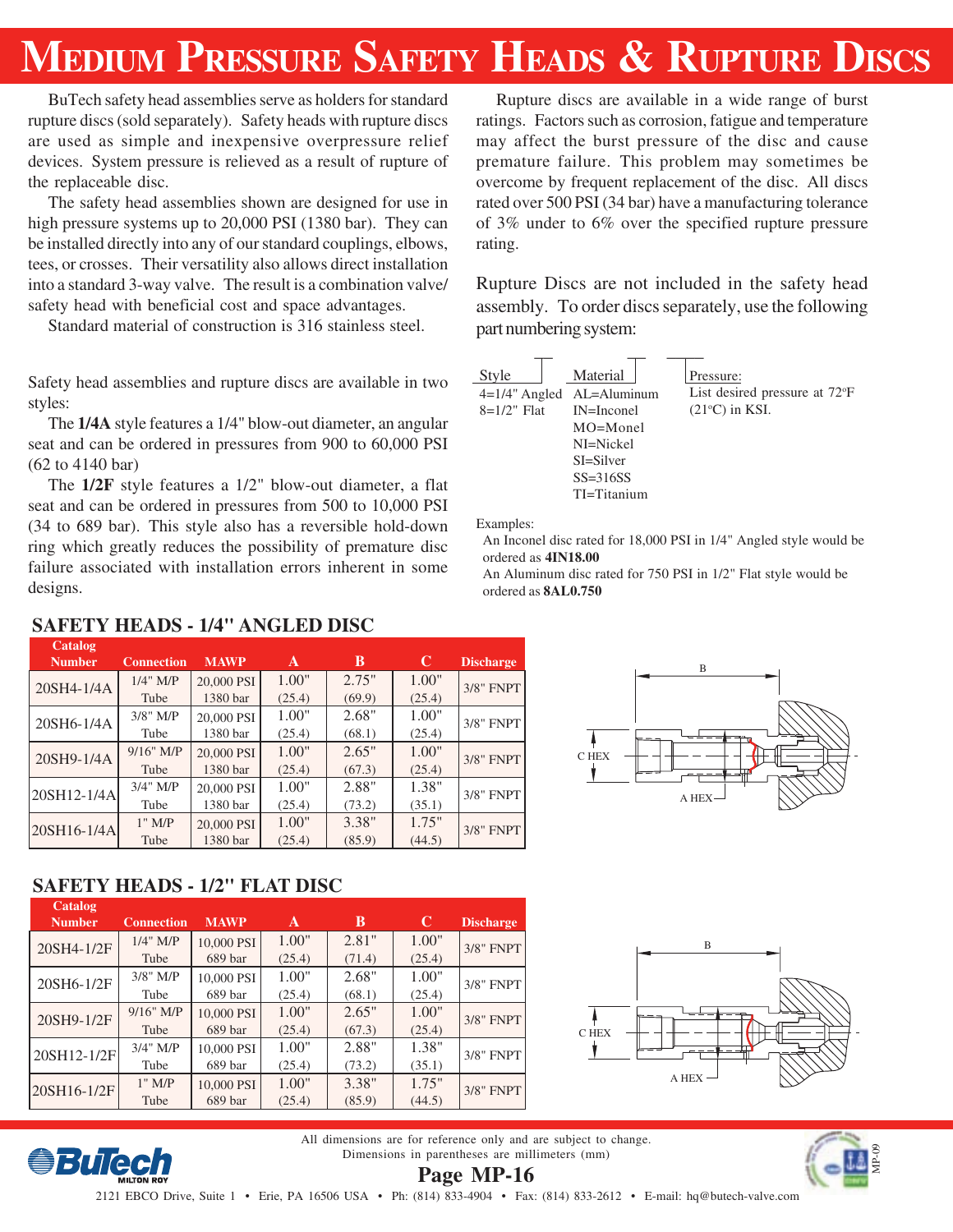# Medium Pressure Safety Heads & Rupture Discs

BuTech safety head assemblies serve as holders for standard rupture discs (sold separately). Safety heads with rupture discs are used as simple and inexpensive overpressure relief devices. System pressure is relieved as a result of rupture of the replaceable disc.

The safety head assemblies shown are designed for use in high pressure systems up to 20,000 PSI (1380 bar). They can be installed directly into any of our standard couplings, elbows, tees, or crosses. Their versatility also allows direct installation into a standard 3-way valve. The result is a combination valve/ safety head with beneficial cost and space advantages.

Standard material of construction is 316 stainless steel.

Safety head assemblies and rupture discs are available in two styles:

The **1/4A** style features a 1/4" blow-out diameter, an angular seat and can be ordered in pressures from 900 to 60,000 PSI (62 to 4140 bar)

The **1/2F** style features a 1/2" blow-out diameter, a flat seat and can be ordered in pressures from 500 to 10,000 PSI (34 to 689 bar). This style also has a reversible hold-down ring which greatly reduces the possibility of premature disc failure associated with installation errors inherent in some designs.

Rupture discs are available in a wide range of burst ratings. Factors such as corrosion, fatigue and temperature may affect the burst pressure of the disc and cause premature failure. This problem may sometimes be overcome by frequent replacement of the disc. All discs rated over 500 PSI (34 bar) have a manufacturing tolerance of 3% under to 6% over the specified rupture pressure rating.

Rupture Discs are not included in the safety head assembly. To order discs separately, use the following part numbering system:

| Style | Material | Pressure: |
|---|---|---|
| 4=1/4" Angled | AL=Aluminum | List desired pressure at 72°F (21°C) in KSI. |
| 8=1/2" Flat | IN=Inconel | |
| | MO=Monel | |
| | NI=Nickel | |
| | SI=Silver | |
| | SS=316SS | |
| | TI=Titanium | |

Examples:

An Inconel disc rated for 18,000 PSI in 1/4" Angled style would be ordered as **4IN18.00**

An Aluminum disc rated for 750 PSI in 1/2" Flat style would be ordered as **8AL0.750**

## SAFETY HEADS - 1/4" ANGLED DISC

| Catalog Number | Connection | MAWP | A | B | C | Discharge |
|---|---|---|---|---|---|---|
| 20SH4-1/4A | 1/4" M/P Tube | 20,000 PSI 1380 bar | 1.00" (25.4) | 2.75" (69.9) | 1.00" (25.4) | 3/8" FNPT |
| 20SH6-1/4A | 3/8" M/P Tube | 20,000 PSI 1380 bar | 1.00" (25.4) | 2.68" (68.1) | 1.00" (25.4) | 3/8" FNPT |
| 20SH9-1/4A | 9/16" M/P Tube | 20,000 PSI 1380 bar | 1.00" (25.4) | 2.65" (67.3) | 1.00" (25.4) | 3/8" FNPT |
| 20SH12-1/4A | 3/4" M/P Tube | 20,000 PSI 1380 bar | 1.00" (25.4) | 2.88" (73.2) | 1.38" (35.1) | 3/8" FNPT |
| 20SH16-1/4A | 1" M/P Tube | 20,000 PSI 1380 bar | 1.00" (25.4) | 3.38" (85.9) | 1.75" (44.5) | 3/8" FNPT |

B
C HEX
A HEX

## SAFETY HEADS - 1/2" FLAT DISC

| Catalog Number | Connection | MAWP | A | B | C | Discharge |
|---|---|---|---|---|---|---|
| 20SH4-1/2F | 1/4" M/P Tube | 10,000 PSI 689 bar | 1.00" (25.4) | 2.81" (71.4) | 1.00" (25.4) | 3/8" FNPT |
| 20SH6-1/2F | 3/8" M/P Tube | 10,000 PSI 689 bar | 1.00" (25.4) | 2.68" (68.1) | 1.00" (25.4) | 3/8" FNPT |
| 20SH9-1/2F | 9/16" M/P Tube | 10,000 PSI 689 bar | 1.00" (25.4) | 2.65" (67.3) | 1.00" (25.4) | 3/8" FNPT |
| 20SH12-1/2F | 3/4" M/P Tube | 10,000 PSI 689 bar | 1.00" (25.4) | 2.88" (73.2) | 1.38" (35.1) | 3/8" FNPT |
| 20SH16-1/2F | 1" M/P Tube | 10,000 PSI 689 bar | 1.00" (25.4) | 3.38" (85.9) | 1.75" (44.5) | 3/8" FNPT |

B
C HEX
A HEX

All dimensions are for reference only and are subject to change. Dimensions in parentheses are millimeters (mm)

2121 EBCO Drive, Suite 1 • Erie, PA 16506 USA • Ph: (814) 833-4904 • Fax: (814) 833-2612 • E-mail: hq@butech-valve.com